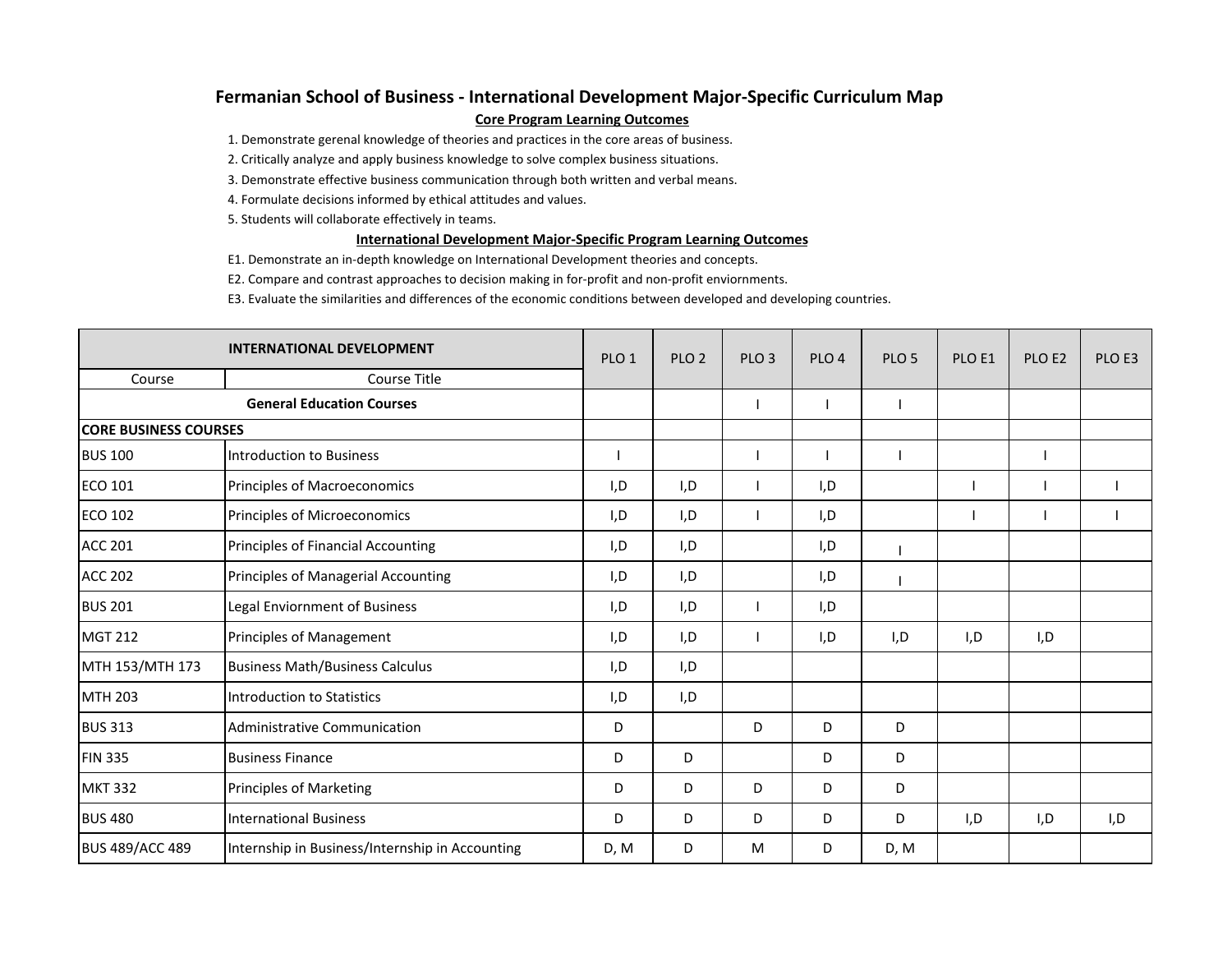# Fermanian School of Business - International Development Major-Specific Curriculum Map

## Core Program Learning Outcomes

1. Demonstrate gerenal knowledge of theories and practices in the core areas of business.
2. Critically analyze and apply business knowledge to solve complex business situations.
3. Demonstrate effective business communication through both written and verbal means.
4. Formulate decisions informed by ethical attitudes and values.
5. Students will collaborate effectively in teams.

## International Development Major-Specific Program Learning Outcomes

E1. Demonstrate an in-depth knowledge on International Development theories and concepts.

E2. Compare and contrast approaches to decision making in for-profit and non-profit enviornments.

E3. Evaluate the similarities and differences of the economic conditions between developed and developing countries.

| INTERNATIONAL DEVELOPMENT | | PLO 1 | PLO 2 | PLO 3 | PLO 4 | PLO 5 | PLO E1 | PLO E2 | PLO E3 |
|---|---|---|---|---|---|---|---|---|---|
| Course | Course Title | | | | | | | | |
| General Education Courses | | | | I | I | I | | | |
| **CORE BUSINESS COURSES** | | | | | | | | | |
| BUS 100 | Introduction to Business | I | | I | I | I | | I | |
| ECO 101 | Principles of Macroeconomics | I,D | I,D | I | I,D | | I | I | I |
| ECO 102 | Principles of Microeconomics | I,D | I,D | I | I,D | | I | I | I |
| ACC 201 | Principles of Financial Accounting | I,D | I,D | | I,D | I | | | |
| ACC 202 | Principles of Managerial Accounting | I,D | I,D | | I,D | I | | | |
| BUS 201 | Legal Enviornment of Business | I,D | I,D | I | I,D | | | | |
| MGT 212 | Principles of Management | I,D | I,D | I | I,D | I,D | I,D | I,D | |
| MTH 153/MTH 173 | Business Math/Business Calculus | I,D | I,D | | | | | | |
| MTH 203 | Introduction to Statistics | I,D | I,D | | | | | | |
| BUS 313 | Administrative Communication | D | | D | D | D | | | |
| FIN 335 | Business Finance | D | D | | D | D | | | |
| MKT 332 | Principles of Marketing | D | D | D | D | D | | | |
| BUS 480 | International Business | D | D | D | D | D | I,D | I,D | I,D |
| BUS 489/ACC 489 | Internship in Business/Internship in Accounting | D, M | D | M | D | D, M | | | |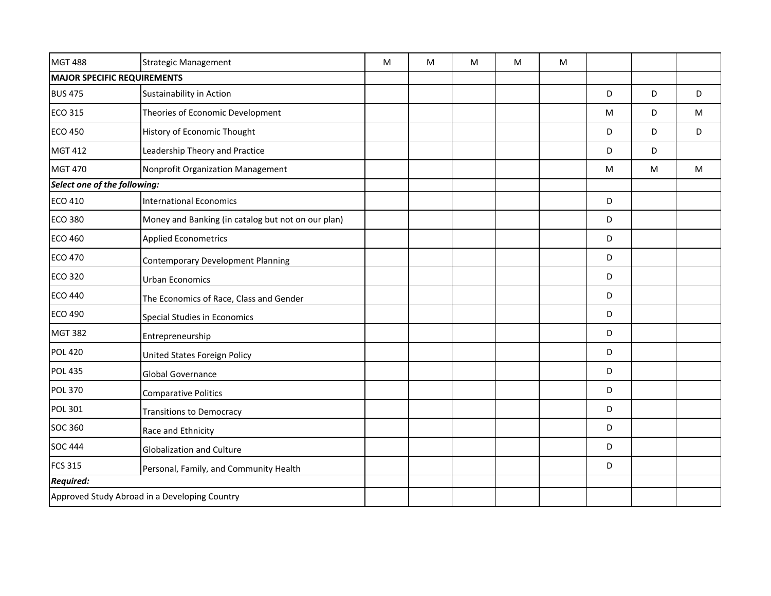| | | | | | | | | | |
|---|---|---|---|---|---|---|---|---|---|
| MGT 488 | Strategic Management | M | M | M | M | M | | | |
| **MAJOR SPECIFIC REQUIREMENTS** | | | | | | | | | |
| BUS 475 | Sustainability in Action | | | | | | D | D | D |
| ECO 315 | Theories of Economic Development | | | | | | M | D | M |
| ECO 450 | History of Economic Thought | | | | | | D | D | D |
| MGT 412 | Leadership Theory and Practice | | | | | | D | D | |
| MGT 470 | Nonprofit Organization Management | | | | | | M | M | M |
| ***Select one of the following:*** | | | | | | | | | |
| ECO 410 | International Economics | | | | | | D | | |
| ECO 380 | Money and Banking (in catalog but not on our plan) | | | | | | D | | |
| ECO 460 | Applied Econometrics | | | | | | D | | |
| ECO 470 | Contemporary Development Planning | | | | | | D | | |
| ECO 320 | Urban Economics | | | | | | D | | |
| ECO 440 | The Economics of Race, Class and Gender | | | | | | D | | |
| ECO 490 | Special Studies in Economics | | | | | | D | | |
| MGT 382 | Entrepreneurship | | | | | | D | | |
| POL 420 | United States Foreign Policy | | | | | | D | | |
| POL 435 | Global Governance | | | | | | D | | |
| POL 370 | Comparative Politics | | | | | | D | | |
| POL 301 | Transitions to Democracy | | | | | | D | | |
| SOC 360 | Race and Ethnicity | | | | | | D | | |
| SOC 444 | Globalization and Culture | | | | | | D | | |
| FCS 315 | Personal, Family, and Community Health | | | | | | D | | |
| ***Required:*** | | | | | | | | | |
| Approved Study Abroad in a Developing Country | | | | | | | | | |